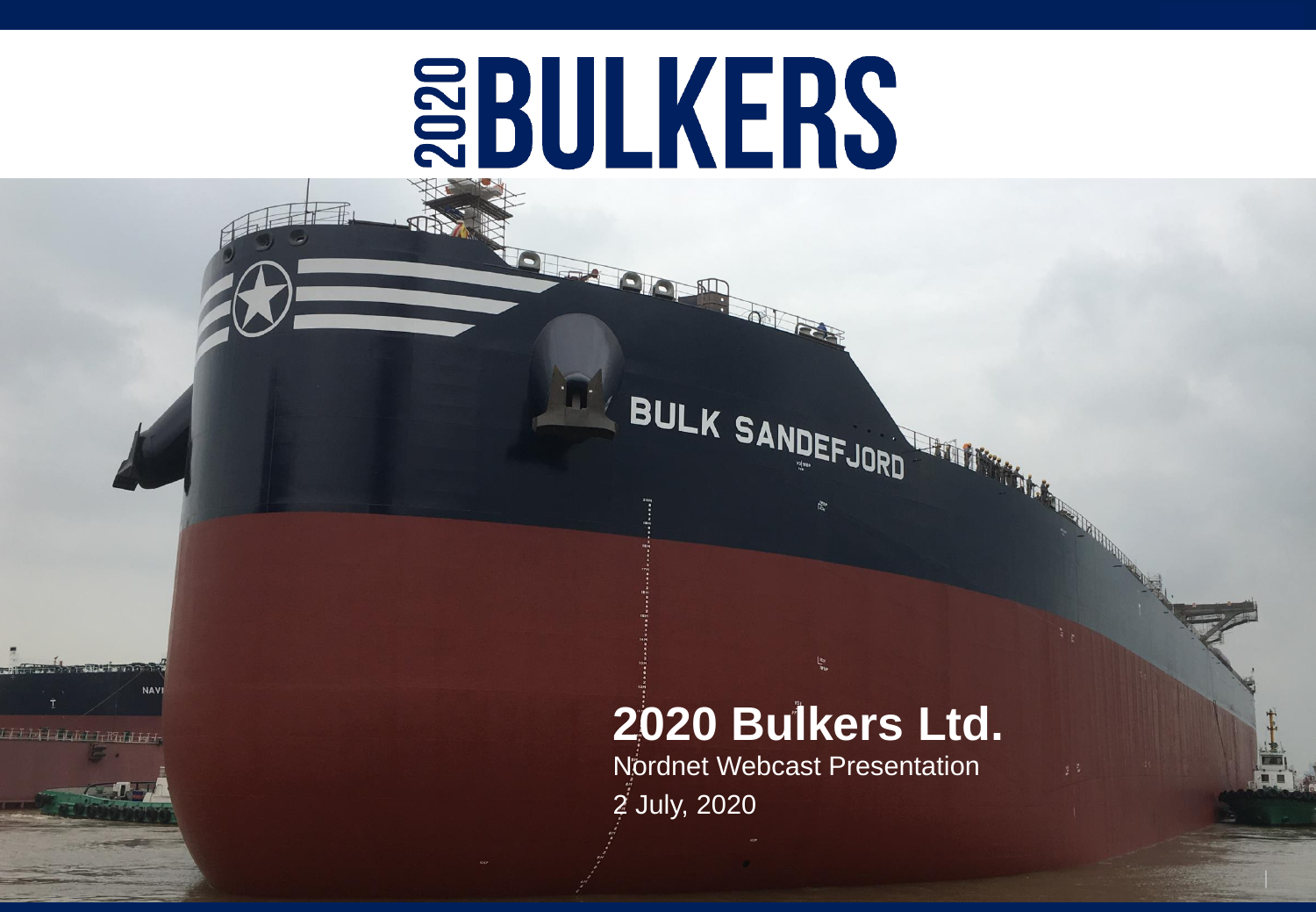# 2020 BULKERS

# 2020 Bulkers Ltd.

Nordnet Webcast Presentation

2 July, 2020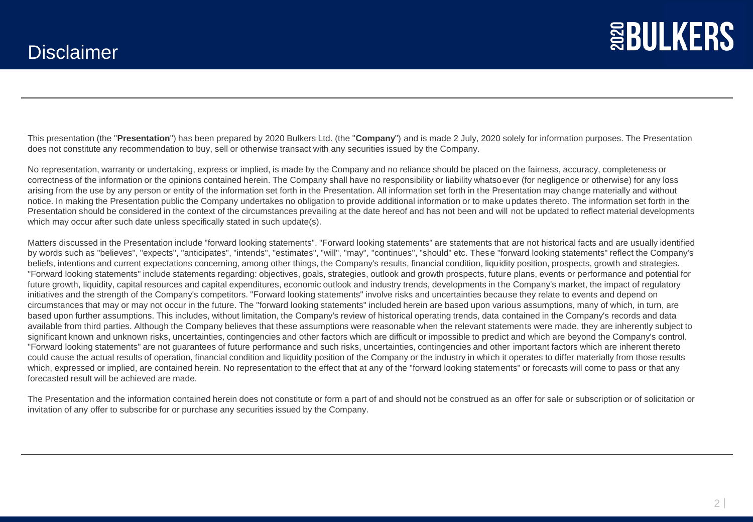# Disclaimer

This presentation (the "**Presentation**") has been prepared by 2020 Bulkers Ltd. (the "**Company**") and is made 2 July, 2020 solely for information purposes. The Presentation does not constitute any recommendation to buy, sell or otherwise transact with any securities issued by the Company.

No representation, warranty or undertaking, express or implied, is made by the Company and no reliance should be placed on the fairness, accuracy, completeness or correctness of the information or the opinions contained herein. The Company shall have no responsibility or liability whatsoever (for negligence or otherwise) for any loss arising from the use by any person or entity of the information set forth in the Presentation. All information set forth in the Presentation may change materially and without notice. In making the Presentation public the Company undertakes no obligation to provide additional information or to make updates thereto. The information set forth in the Presentation should be considered in the context of the circumstances prevailing at the date hereof and has not been and will not be updated to reflect material developments which may occur after such date unless specifically stated in such update(s).

Matters discussed in the Presentation include "forward looking statements". "Forward looking statements" are statements that are not historical facts and are usually identified by words such as "believes", "expects", "anticipates", "intends", "estimates", "will", "may", "continues", "should" etc. These "forward looking statements" reflect the Company's beliefs, intentions and current expectations concerning, among other things, the Company's results, financial condition, liquidity position, prospects, growth and strategies. "Forward looking statements" include statements regarding: objectives, goals, strategies, outlook and growth prospects, future plans, events or performance and potential for future growth, liquidity, capital resources and capital expenditures, economic outlook and industry trends, developments in the Company's market, the impact of regulatory initiatives and the strength of the Company's competitors. "Forward looking statements" involve risks and uncertainties because they relate to events and depend on circumstances that may or may not occur in the future. The "forward looking statements" included herein are based upon various assumptions, many of which, in turn, are based upon further assumptions. This includes, without limitation, the Company's review of historical operating trends, data contained in the Company's records and data available from third parties. Although the Company believes that these assumptions were reasonable when the relevant statements were made, they are inherently subject to significant known and unknown risks, uncertainties, contingencies and other factors which are difficult or impossible to predict and which are beyond the Company's control. "Forward looking statements" are not guarantees of future performance and such risks, uncertainties, contingencies and other important factors which are inherent thereto could cause the actual results of operation, financial condition and liquidity position of the Company or the industry in which it operates to differ materially from those results which, expressed or implied, are contained herein. No representation to the effect that at any of the "forward looking statements" or forecasts will come to pass or that any forecasted result will be achieved are made.

The Presentation and the information contained herein does not constitute or form a part of and should not be construed as an offer for sale or subscription or of solicitation or invitation of any offer to subscribe for or purchase any securities issued by the Company.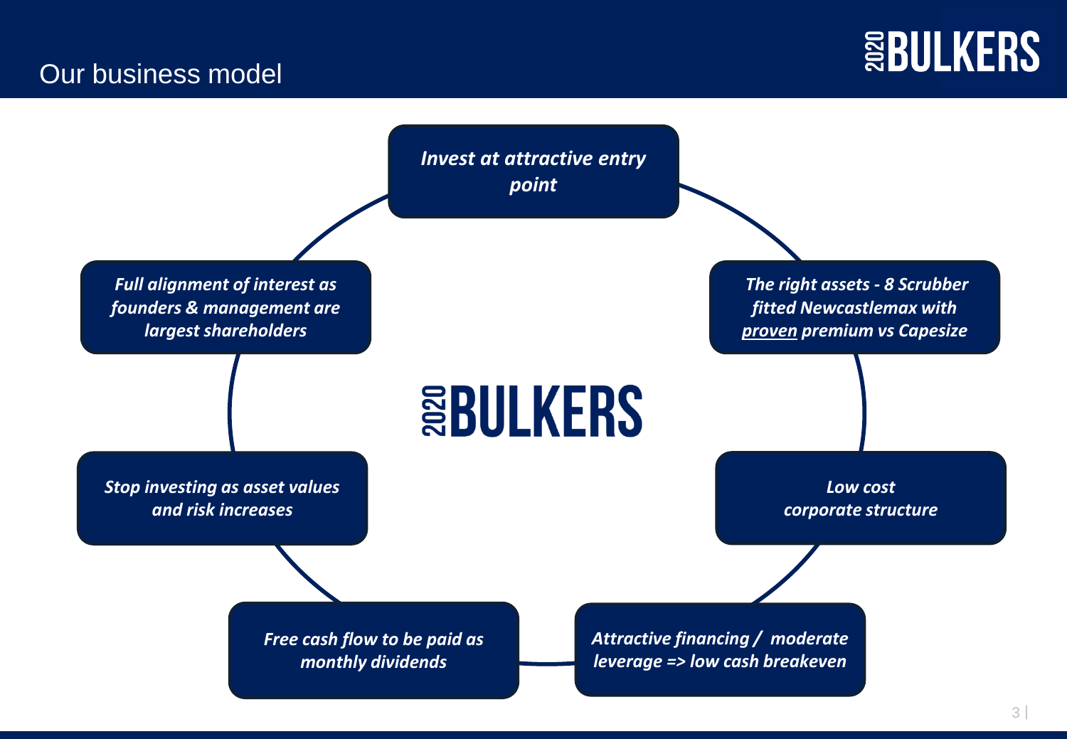# Our business model

2020 BULKERS

*Invest at attractive entry point*

*The right assets - 8 Scrubber fitted Newcastlemax with proven premium vs Capesize*

*Low cost corporate structure*

*Attractive financing / moderate leverage => low cash breakeven*

*Free cash flow to be paid as monthly dividends*

*Stop investing as asset values and risk increases*

*Full alignment of interest as founders & management are largest shareholders*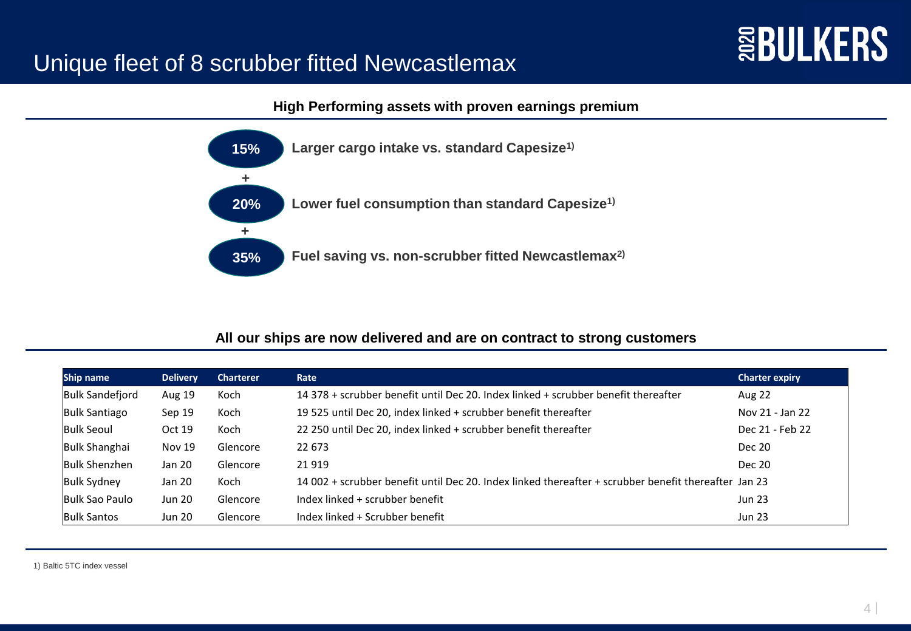# Unique fleet of 8 scrubber fitted Newcastlemax

## High Performing assets with proven earnings premium

**15%** Larger cargo intake vs. standard Capesize[1)]

+

**20%** Lower fuel consumption than standard Capesize[1)]

+

**35%** Fuel saving vs. non-scrubber fitted Newcastlemax[2)]

## All our ships are now delivered and are on contract to strong customers

| Ship name | Delivery | Charterer | Rate | Charter expiry |
|---|---|---|---|---|
| Bulk Sandefjord | Aug 19 | Koch | 14 378 + scrubber benefit until Dec 20. Index linked + scrubber benefit thereafter | Aug 22 |
| Bulk Santiago | Sep 19 | Koch | 19 525 until Dec 20, index linked + scrubber benefit thereafter | Nov 21 - Jan 22 |
| Bulk Seoul | Oct 19 | Koch | 22 250 until Dec 20, index linked + scrubber benefit thereafter | Dec 21 - Feb 22 |
| Bulk Shanghai | Nov 19 | Glencore | 22 673 | Dec 20 |
| Bulk Shenzhen | Jan 20 | Glencore | 21 919 | Dec 20 |
| Bulk Sydney | Jan 20 | Koch | 14 002 + scrubber benefit until Dec 20. Index linked thereafter + scrubber benefit thereafter | Jan 23 |
| Bulk Sao Paulo | Jun 20 | Glencore | Index linked + scrubber benefit | Jun 23 |
| Bulk Santos | Jun 20 | Glencore | Index linked + Scrubber benefit | Jun 23 |

1) Baltic 5TC index vessel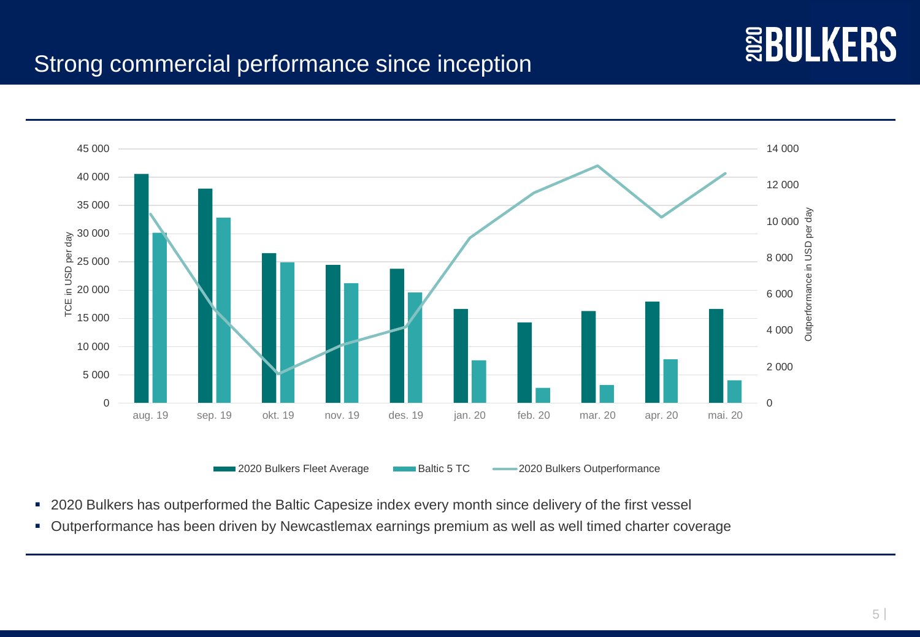# Strong commercial performance since inception

45 000
40 000
35 000
30 000
25 000
20 000
15 000
10 000
5 000
0

TCE in USD per day

14 000
12 000
10 000
8 000
6 000
4 000
2 000
0

Outperformance in USD per day

aug. 19
sep. 19
okt. 19
nov. 19
des. 19
jan. 20
feb. 20
mar. 20
apr. 20
mai. 20

2020 Bulkers Fleet Average
Baltic 5 TC
2020 Bulkers Outperformance

- 2020 Bulkers has outperformed the Baltic Capesize index every month since delivery of the first vessel
- Outperformance has been driven by Newcastlemax earnings premium as well as well timed charter coverage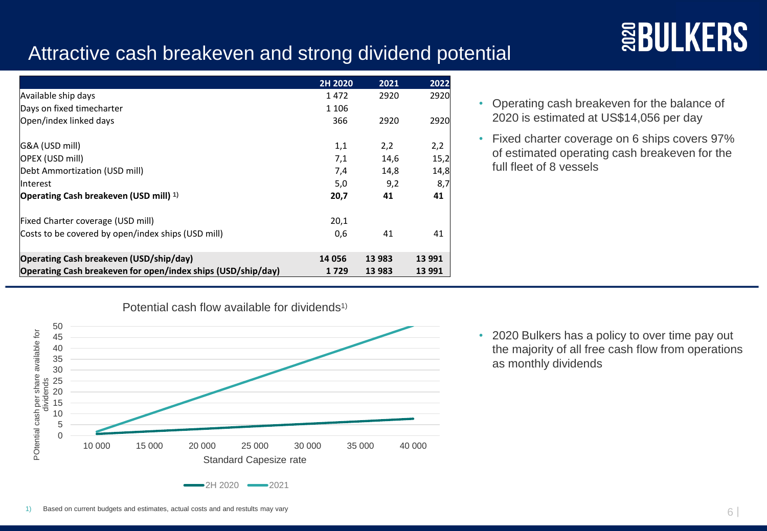# Attractive cash breakeven and strong dividend potential

| | 2H 2020 | 2021 | 2022 |
|---|---|---|---|
| Available ship days | 1 472 | 2920 | 2920 |
| Days on fixed timecharter | 1 106 | | |
| Open/index linked days | 366 | 2920 | 2920 |
| | | | |
| G&A (USD mill) | 1,1 | 2,2 | 2,2 |
| OPEX (USD mill) | 7,1 | 14,6 | 15,2 |
| Debt Ammortization (USD mill) | 7,4 | 14,8 | 14,8 |
| Interest | 5,0 | 9,2 | 8,7 |
| **Operating Cash breakeven (USD mill) 1)** | **20,7** | **41** | **41** |
| | | | |
| Fixed Charter coverage (USD mill) | 20,1 | | |
| Costs to be covered by open/index ships (USD mill) | 0,6 | 41 | 41 |
| | | | |
| **Operating Cash breakeven (USD/ship/day)** | **14 056** | **13 983** | **13 991** |
| **Operating Cash breakeven for open/index ships (USD/ship/day)** | **1 729** | **13 983** | **13 991** |

- Operating cash breakeven for the balance of 2020 is estimated at US$14,056 per day
- Fixed charter coverage on 6 ships covers 97% of estimated operating cash breakeven for the full fleet of 8 vessels

Potential cash flow available for dividends[1)]

POtential cash per share available for dividends

50
45
40
35
30
25
20
15
10
5
0

10 000 15 000 20 000 25 000 30 000 35 000 40 000

Standard Capesize rate

2H 2020 2021

- 2020 Bulkers has a policy to over time pay out the majority of all free cash flow from operations as monthly dividends

1) Based on current budgets and estimates, actual costs and and restults may vary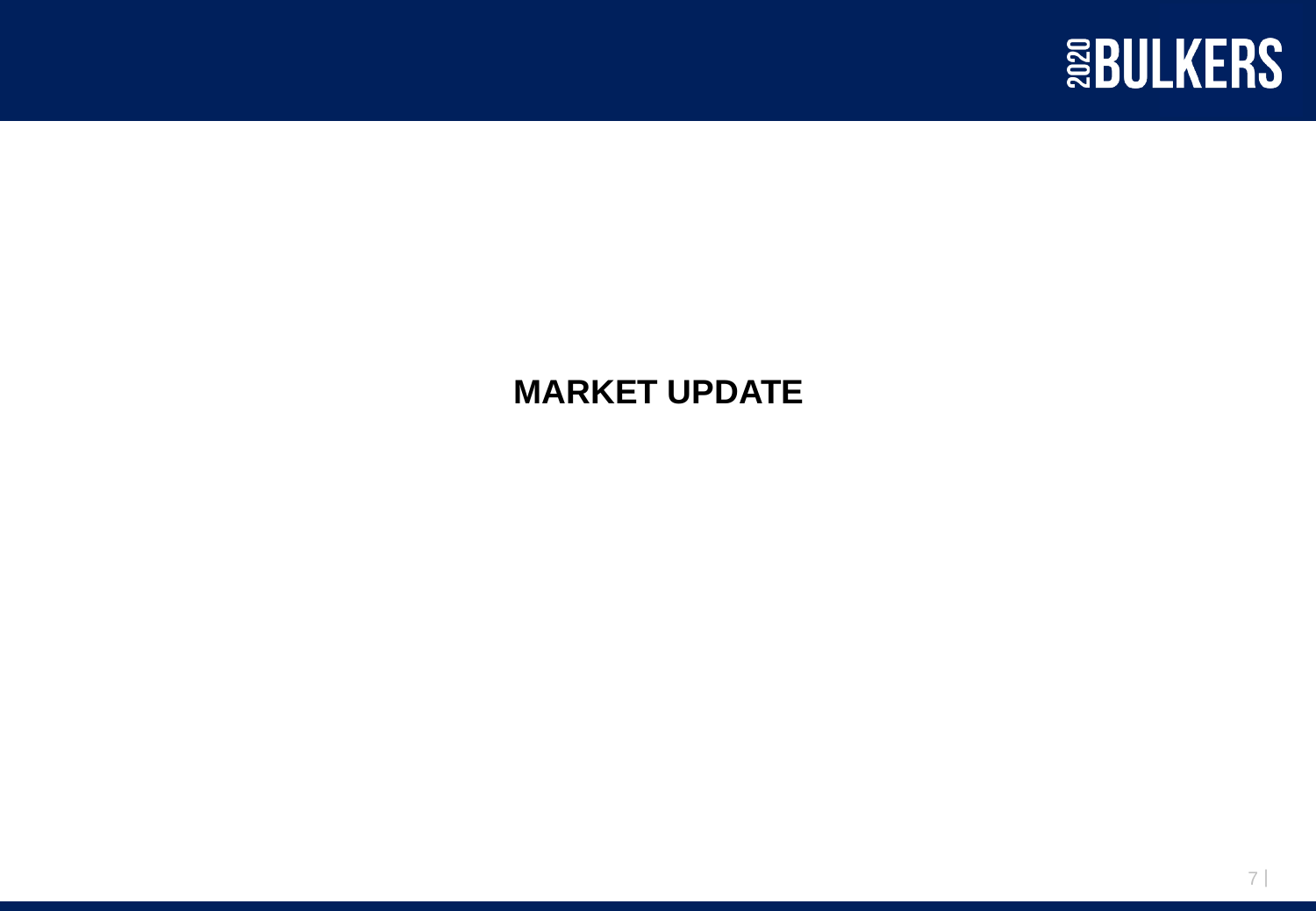# MARKET UPDATE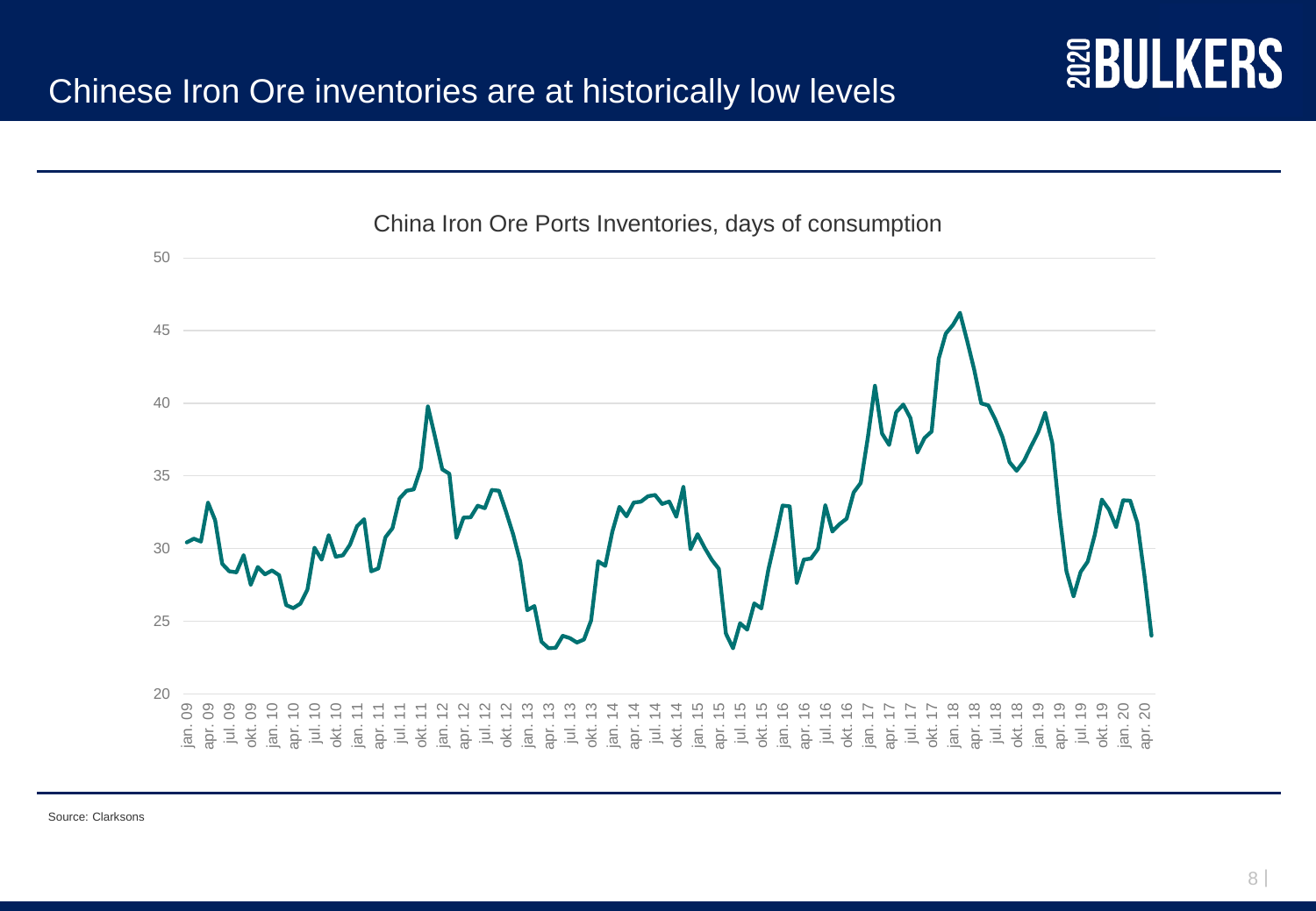# Chinese Iron Ore inventories are at historically low levels

China Iron Ore Ports Inventories, days of consumption

50
45
40
35
30
25
20

jan. 09
apr. 09
jul. 09
okt. 09
jan. 10
apr. 10
jul. 10
okt. 10
jan. 11
apr. 11
jul. 11
okt. 11
jan. 12
apr. 12
jul. 12
okt. 12
jan. 13
apr. 13
jul. 13
okt. 13
jan. 14
apr. 14
jul. 14
okt. 14
jan. 15
apr. 15
jul. 15
okt. 15
jan. 16
apr. 16
jul. 16
okt. 16
jan. 17
apr. 17
jul. 17
okt. 17
jan. 18
apr. 18
jul. 18
okt. 18
jan. 19
apr. 19
jul. 19
okt. 19
jan. 20
apr. 20

Source: Clarksons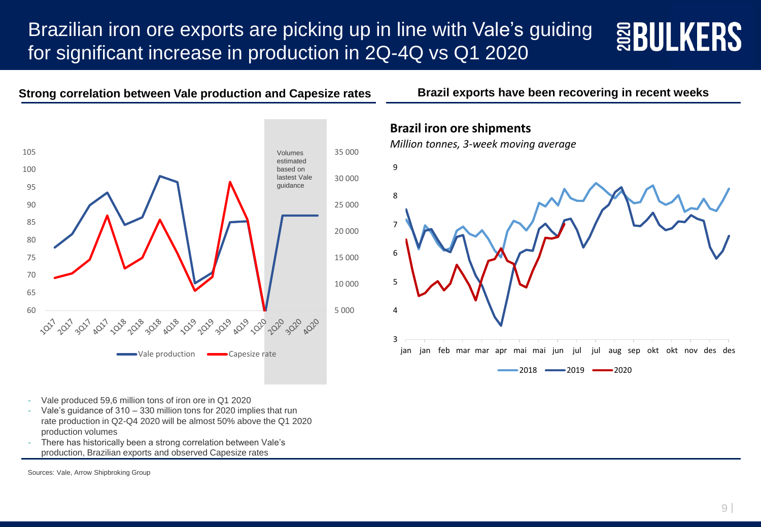# Brazilian iron ore exports are picking up in line with Vale's guiding for significant increase in production in 2Q-4Q vs Q1 2020

## Strong correlation between Vale production and Capesize rates

105
100
95
90
85
80
75
70
65
60

35 000
30 000
25 000
20 000
15 000
10 000
5 000

Volumes estimated based on lastest Vale guidance

1Q17 2Q17 3Q17 4Q17 1Q18 2Q18 3Q18 4Q18 1Q19 2Q19 3Q19 4Q19 1Q20 2Q20 3Q20 4Q20

Vale production
Capesize rate

## Brazil exports have been recovering in recent weeks

**Brazil iron ore shipments**

*Million tonnes, 3-week moving average*

9
8
7
6
5
4
3

jan jan feb mar mar apr mai mai jun jul jul aug sep okt okt nov des des

2018
2019
2020

- Vale produced 59,6 million tons of iron ore in Q1 2020
- Vale's guidance of 310 – 330 million tons for 2020 implies that run rate production in Q2-Q4 2020 will be almost 50% above the Q1 2020 production volumes
- There has historically been a strong correlation between Vale's production, Brazilian exports and observed Capesize rates

Sources: Vale, Arrow Shipbroking Group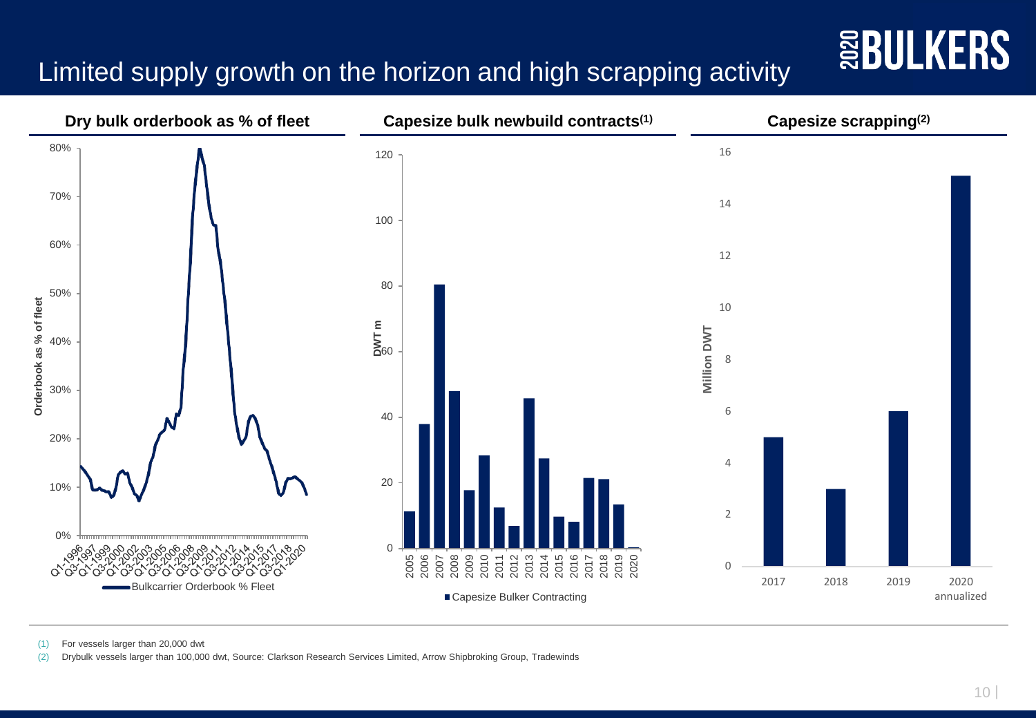# Limited supply growth on the horizon and high scrapping activity

### Dry bulk orderbook as % of fleet

Orderbook as % of fleet

80%
70%
60%
50%
40%
30%
20%
10%
0%

Q1-1996, Q3-1997, Q1-1999, Q3-2000, Q1-2002, Q3-2003, Q1-2005, Q3-2006, Q1-2008, Q3-2009, Q1-2011, Q3-2012, Q1-2014, Q3-2015, Q1-2017, Q3-2018, Q1-2020

Bulkcarrier Orderbook % Fleet

### Capesize bulk newbuild contracts(1)

DWT m

120
100
80
60
40
20
0

2005, 2006, 2007, 2008, 2009, 2010, 2011, 2012, 2013, 2014, 2015, 2016, 2017, 2018, 2019, 2020

Capesize Bulker Contracting

### Capesize scrapping(2)

Million DWT

16
14
12
10
8
6
4
2
0

2017, 2018, 2019, 2020 annualized

(1) For vessels larger than 20,000 dwt

(2) Drybulk vessels larger than 100,000 dwt, Source: Clarkson Research Services Limited, Arrow Shipbroking Group, Tradewinds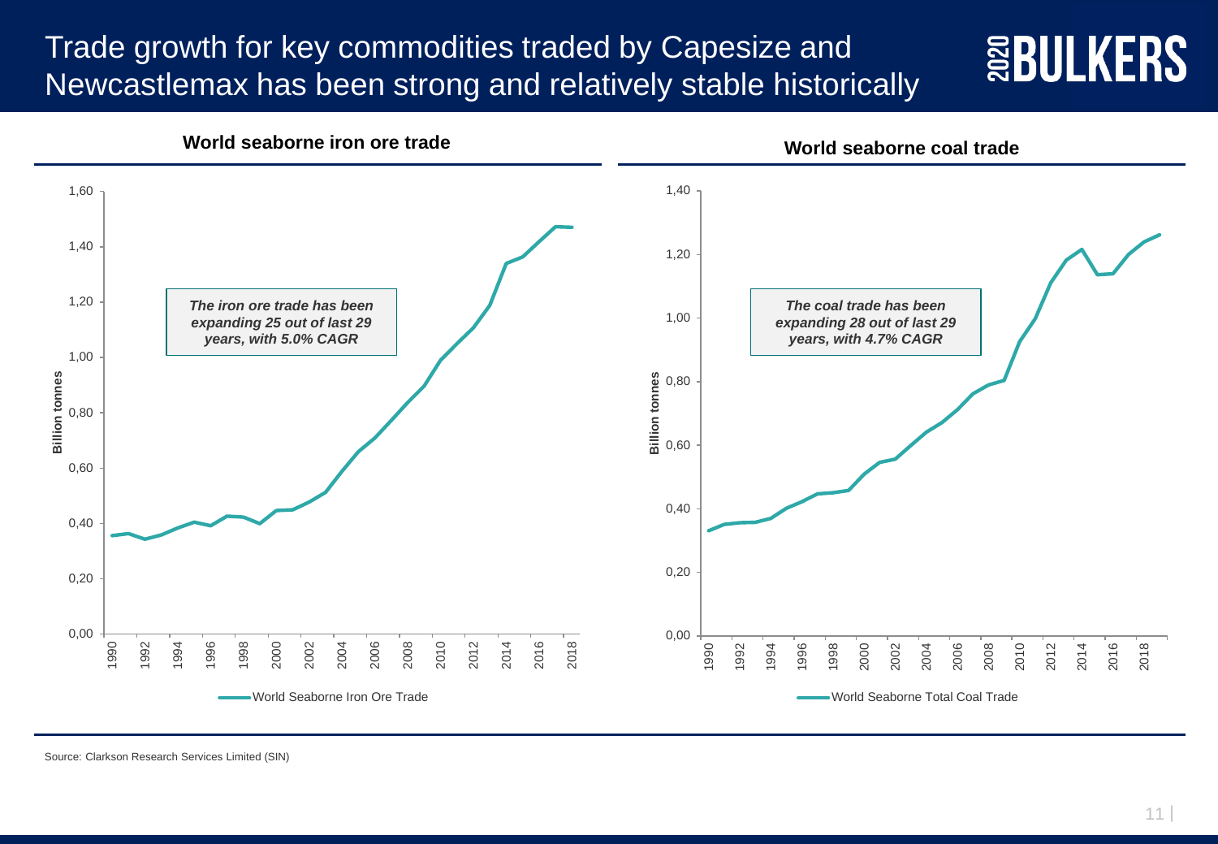# Trade growth for key commodities traded by Capesize and Newcastlemax has been strong and relatively stable historically

2020BULKERS

## World seaborne iron ore trade

*The iron ore trade has been expanding 25 out of last 29 years, with 5.0% CAGR*

Billion tonnes

1,60
1,40
1,20
1,00
0,80
0,60
0,40
0,20
0,00

1990 1992 1994 1996 1998 2000 2002 2004 2006 2008 2010 2012 2014 2016 2018

World Seaborne Iron Ore Trade

## World seaborne coal trade

*The coal trade has been expanding 28 out of last 29 years, with 4.7% CAGR*

Billion tonnes

1,40
1,20
1,00
0,80
0,60
0,40
0,20
0,00

1990 1992 1994 1996 1998 2000 2002 2004 2006 2008 2010 2012 2014 2016 2018

World Seaborne Total Coal Trade

Source: Clarkson Research Services Limited (SIN)